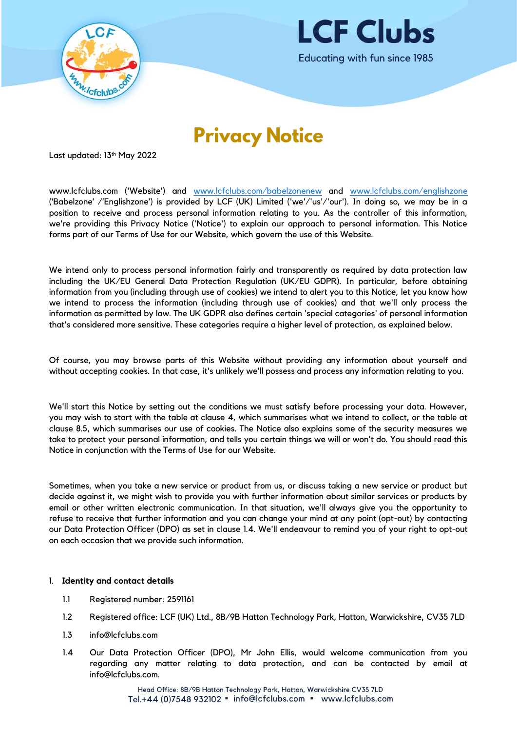# LCF Clubs

Educating with fun since 1985

# Privacy Notice

Last updated: 13th May 2022

www.lcfclubs.com ('Website') and www.lcfclubs.com/babelzonenew and www.lcfclubs.com/englishzone ('Babelzone' /'Englishzone') is provided by LCF (UK) Limited ('we'/'us'/'our'). In doing so, we may be in a position to receive and process personal information relating to you. As the controller of this information, we're providing this Privacy Notice ('Notice') to explain our approach to personal information. This Notice forms part of our Terms of Use for our Website, which govern the use of this Website.

We intend only to process personal information fairly and transparently as required by data protection law including the UK/EU General Data Protection Regulation (UK/EU GDPR). In particular, before obtaining information from you (including through use of cookies) we intend to alert you to this Notice, let you know how we intend to process the information (including through use of cookies) and that we'll only process the information as permitted by the law. The UK GDPR also defines certain 'special categories' of personal information that's considered more sensitive. These categories require a higher level of protection, as explained below.

Of course, you may browse parts of this Website without providing any information about yourself and without accepting cookies. In that case, it's unlikely we'll possess and process any information relating to you.

We'll start this Notice by setting out the conditions we must satisfy before processing your data. However, you may wish to start with the table at clause 4, which summarises what we intend to collect, or the table at clause 8.5, which summarises our use of cookies. The Notice also explains some of the security measures we take to protect your personal information, and tells you certain things we will or won't do. You should read this Notice in conjunction with the Terms of Use for our Website.

Sometimes, when you take a new service or product from us, or discuss taking a new service or product but decide against it, we might wish to provide you with further information about similar services or products by email or other written electronic communication. In that situation, we'll always give you the opportunity to refuse to receive that further information and you can change your mind at any point (opt-out) by contacting our Data Protection Officer (DPO) as set in clause 1.4. We'll endeavour to remind you of your right to opt-out on each occasion that we provide such information.

1. **Identity and contact details**

    1.1 Registered number: 2591161

    1.2 Registered office: LCF (UK) Ltd., 8B/9B Hatton Technology Park, Hatton, Warwickshire, CV35 7LD

    1.3 info@lcfclubs.com

    1.4 Our Data Protection Officer (DPO), Mr John Ellis, would welcome communication from you regarding any matter relating to data protection, and can be contacted by email at info@lcfclubs.com.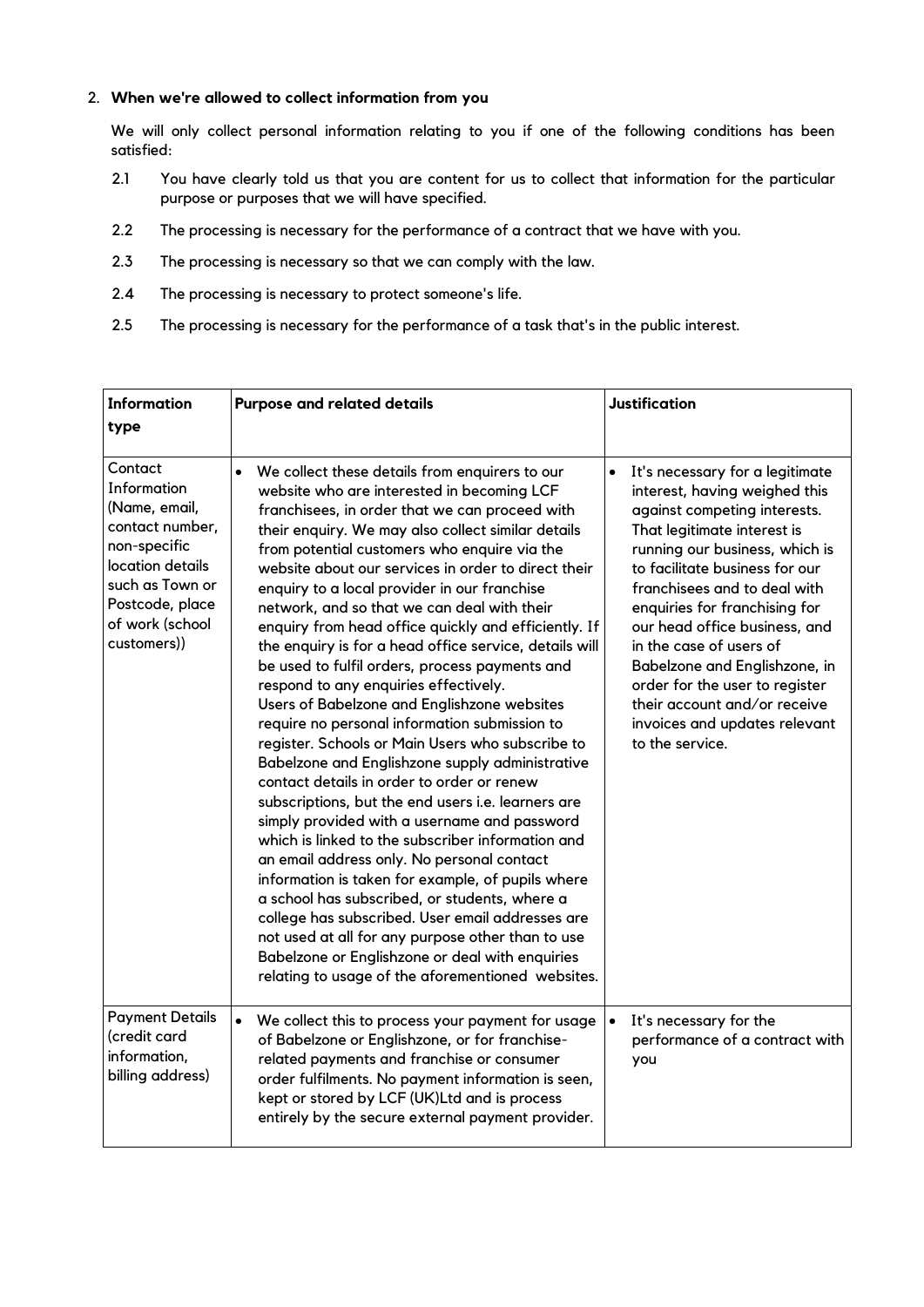2. **When we're allowed to collect information from you**

We will only collect personal information relating to you if one of the following conditions has been satisfied:

2.1 You have clearly told us that you are content for us to collect that information for the particular purpose or purposes that we will have specified.

2.2 The processing is necessary for the performance of a contract that we have with you.

2.3 The processing is necessary so that we can comply with the law.

2.4 The processing is necessary to protect someone's life.

2.5 The processing is necessary for the performance of a task that's in the public interest.

| **Information type** | **Purpose and related details** | **Justification** |
|---|---|---|
| Contact Information (Name, email, contact number, non-specific location details such as Town or Postcode, place of work (school customers)) | • We collect these details from enquirers to our website who are interested in becoming LCF franchisees, in order that we can proceed with their enquiry. We may also collect similar details from potential customers who enquire via the website about our services in order to direct their enquiry to a local provider in our franchise network, and so that we can deal with their enquiry from head office quickly and efficiently. If the enquiry is for a head office service, details will be used to fulfil orders, process payments and respond to any enquiries effectively. Users of Babelzone and Englishzone websites require no personal information submission to register. Schools or Main Users who subscribe to Babelzone and Englishzone supply administrative contact details in order to order or renew subscriptions, but the end users i.e. learners are simply provided with a username and password which is linked to the subscriber information and an email address only. No personal contact information is taken for example, of pupils where a school has subscribed, or students, where a college has subscribed. User email addresses are not used at all for any purpose other than to use Babelzone or Englishzone or deal with enquiries relating to usage of the aforementioned websites. | • It's necessary for a legitimate interest, having weighed this against competing interests. That legitimate interest is running our business, which is to facilitate business for our franchisees and to deal with enquiries for franchising for our head office business, and in the case of users of Babelzone and Englishzone, in order for the user to register their account and/or receive invoices and updates relevant to the service. |
| Payment Details (credit card information, billing address) | • We collect this to process your payment for usage of Babelzone or Englishzone, or for franchise-related payments and franchise or consumer order fulfilments. No payment information is seen, kept or stored by LCF (UK)Ltd and is process entirely by the secure external payment provider. | • It's necessary for the performance of a contract with you |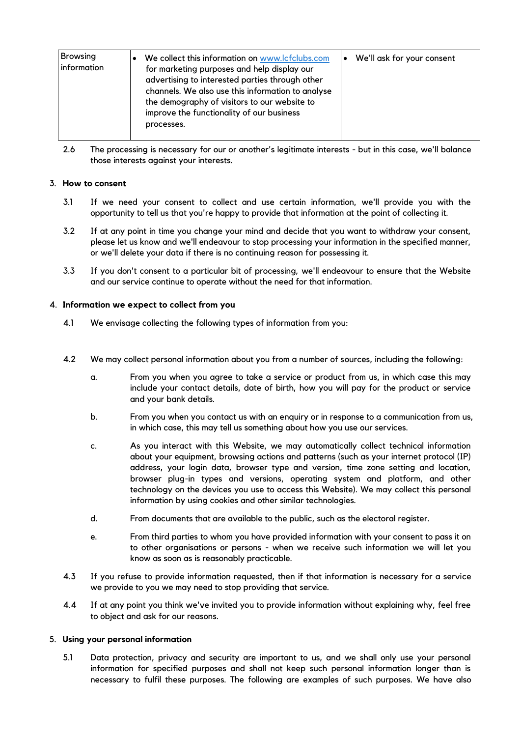| Browsing information | • We collect this information on [www.lcfclubs.com](http://www.lcfclubs.com) for marketing purposes and help display our advertising to interested parties through other channels. We also use this information to analyse the demography of visitors to our website to improve the functionality of our business processes. | • We'll ask for your consent |
|---|---|---|

2.6 The processing is necessary for our or another's legitimate interests - but in this case, we'll balance those interests against your interests.

3. **How to consent**

3.1 If we need your consent to collect and use certain information, we'll provide you with the opportunity to tell us that you're happy to provide that information at the point of collecting it.

3.2 If at any point in time you change your mind and decide that you want to withdraw your consent, please let us know and we'll endeavour to stop processing your information in the specified manner, or we'll delete your data if there is no continuing reason for possessing it.

3.3 If you don't consent to a particular bit of processing, we'll endeavour to ensure that the Website and our service continue to operate without the need for that information.

4. **Information we expect to collect from you**

4.1 We envisage collecting the following types of information from you:

4.2 We may collect personal information about you from a number of sources, including the following:

a. From you when you agree to take a service or product from us, in which case this may include your contact details, date of birth, how you will pay for the product or service and your bank details.

b. From you when you contact us with an enquiry or in response to a communication from us, in which case, this may tell us something about how you use our services.

c. As you interact with this Website, we may automatically collect technical information about your equipment, browsing actions and patterns (such as your internet protocol (IP) address, your login data, browser type and version, time zone setting and location, browser plug-in types and versions, operating system and platform, and other technology on the devices you use to access this Website). We may collect this personal information by using cookies and other similar technologies.

d. From documents that are available to the public, such as the electoral register.

e. From third parties to whom you have provided information with your consent to pass it on to other organisations or persons - when we receive such information we will let you know as soon as is reasonably practicable.

4.3 If you refuse to provide information requested, then if that information is necessary for a service we provide to you we may need to stop providing that service.

4.4 If at any point you think we've invited you to provide information without explaining why, feel free to object and ask for our reasons.

5. **Using your personal information**

5.1 Data protection, privacy and security are important to us, and we shall only use your personal information for specified purposes and shall not keep such personal information longer than is necessary to fulfil these purposes. The following are examples of such purposes. We have also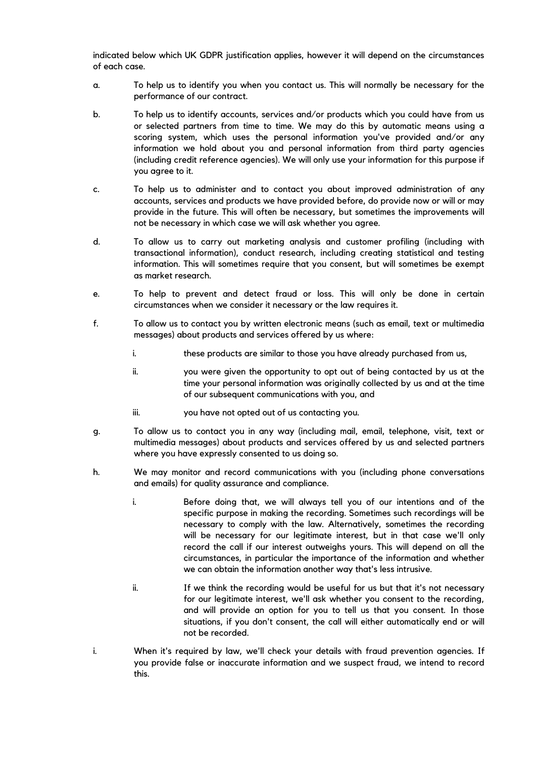indicated below which UK GDPR justification applies, however it will depend on the circumstances of each case.

a. To help us to identify you when you contact us. This will normally be necessary for the performance of our contract.

b. To help us to identify accounts, services and/or products which you could have from us or selected partners from time to time. We may do this by automatic means using a scoring system, which uses the personal information you've provided and/or any information we hold about you and personal information from third party agencies (including credit reference agencies). We will only use your information for this purpose if you agree to it.

c. To help us to administer and to contact you about improved administration of any accounts, services and products we have provided before, do provide now or will or may provide in the future. This will often be necessary, but sometimes the improvements will not be necessary in which case we will ask whether you agree.

d. To allow us to carry out marketing analysis and customer profiling (including with transactional information), conduct research, including creating statistical and testing information. This will sometimes require that you consent, but will sometimes be exempt as market research.

e. To help to prevent and detect fraud or loss. This will only be done in certain circumstances when we consider it necessary or the law requires it.

f. To allow us to contact you by written electronic means (such as email, text or multimedia messages) about products and services offered by us where:

   i. these products are similar to those you have already purchased from us,

   ii. you were given the opportunity to opt out of being contacted by us at the time your personal information was originally collected by us and at the time of our subsequent communications with you, and

   iii. you have not opted out of us contacting you.

g. To allow us to contact you in any way (including mail, email, telephone, visit, text or multimedia messages) about products and services offered by us and selected partners where you have expressly consented to us doing so.

h. We may monitor and record communications with you (including phone conversations and emails) for quality assurance and compliance.

   i. Before doing that, we will always tell you of our intentions and of the specific purpose in making the recording. Sometimes such recordings will be necessary to comply with the law. Alternatively, sometimes the recording will be necessary for our legitimate interest, but in that case we'll only record the call if our interest outweighs yours. This will depend on all the circumstances, in particular the importance of the information and whether we can obtain the information another way that's less intrusive.

   ii. If we think the recording would be useful for us but that it's not necessary for our legitimate interest, we'll ask whether you consent to the recording, and will provide an option for you to tell us that you consent. In those situations, if you don't consent, the call will either automatically end or will not be recorded.

i. When it's required by law, we'll check your details with fraud prevention agencies. If you provide false or inaccurate information and we suspect fraud, we intend to record this.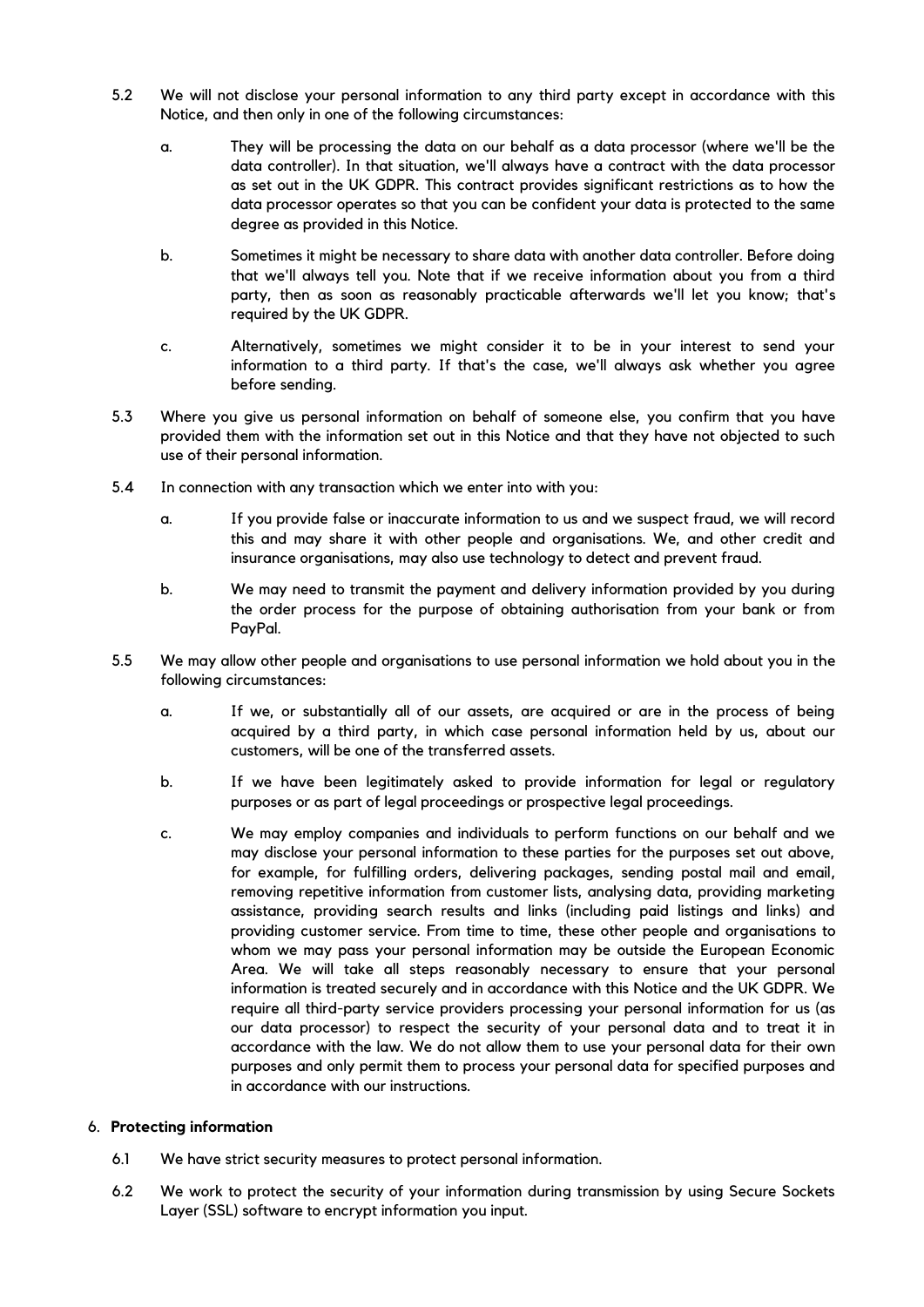5.2 We will not disclose your personal information to any third party except in accordance with this Notice, and then only in one of the following circumstances:

   a. They will be processing the data on our behalf as a data processor (where we'll be the data controller). In that situation, we'll always have a contract with the data processor as set out in the UK GDPR. This contract provides significant restrictions as to how the data processor operates so that you can be confident your data is protected to the same degree as provided in this Notice.

   b. Sometimes it might be necessary to share data with another data controller. Before doing that we'll always tell you. Note that if we receive information about you from a third party, then as soon as reasonably practicable afterwards we'll let you know; that's required by the UK GDPR.

   c. Alternatively, sometimes we might consider it to be in your interest to send your information to a third party. If that's the case, we'll always ask whether you agree before sending.

5.3 Where you give us personal information on behalf of someone else, you confirm that you have provided them with the information set out in this Notice and that they have not objected to such use of their personal information.

5.4 In connection with any transaction which we enter into with you:

   a. If you provide false or inaccurate information to us and we suspect fraud, we will record this and may share it with other people and organisations. We, and other credit and insurance organisations, may also use technology to detect and prevent fraud.

   b. We may need to transmit the payment and delivery information provided by you during the order process for the purpose of obtaining authorisation from your bank or from PayPal.

5.5 We may allow other people and organisations to use personal information we hold about you in the following circumstances:

   a. If we, or substantially all of our assets, are acquired or are in the process of being acquired by a third party, in which case personal information held by us, about our customers, will be one of the transferred assets.

   b. If we have been legitimately asked to provide information for legal or regulatory purposes or as part of legal proceedings or prospective legal proceedings.

   c. We may employ companies and individuals to perform functions on our behalf and we may disclose your personal information to these parties for the purposes set out above, for example, for fulfilling orders, delivering packages, sending postal mail and email, removing repetitive information from customer lists, analysing data, providing marketing assistance, providing search results and links (including paid listings and links) and providing customer service. From time to time, these other people and organisations to whom we may pass your personal information may be outside the European Economic Area. We will take all steps reasonably necessary to ensure that your personal information is treated securely and in accordance with this Notice and the UK GDPR. We require all third-party service providers processing your personal information for us (as our data processor) to respect the security of your personal data and to treat it in accordance with the law. We do not allow them to use your personal data for their own purposes and only permit them to process your personal data for specified purposes and in accordance with our instructions.

## 6. **Protecting information**

6.1 We have strict security measures to protect personal information.

6.2 We work to protect the security of your information during transmission by using Secure Sockets Layer (SSL) software to encrypt information you input.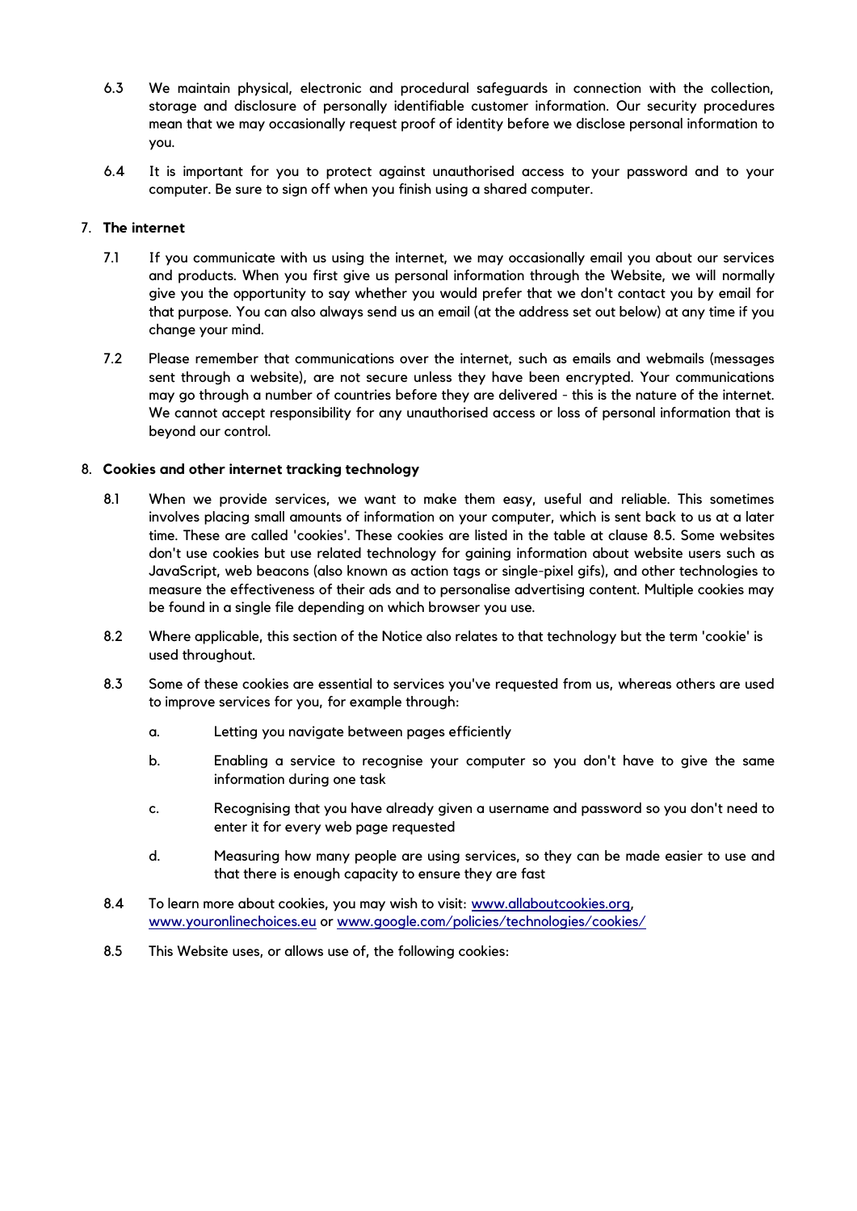6.3 We maintain physical, electronic and procedural safeguards in connection with the collection, storage and disclosure of personally identifiable customer information. Our security procedures mean that we may occasionally request proof of identity before we disclose personal information to you.

6.4 It is important for you to protect against unauthorised access to your password and to your computer. Be sure to sign off when you finish using a shared computer.

## 7. The internet

7.1 If you communicate with us using the internet, we may occasionally email you about our services and products. When you first give us personal information through the Website, we will normally give you the opportunity to say whether you would prefer that we don't contact you by email for that purpose. You can also always send us an email (at the address set out below) at any time if you change your mind.

7.2 Please remember that communications over the internet, such as emails and webmails (messages sent through a website), are not secure unless they have been encrypted. Your communications may go through a number of countries before they are delivered - this is the nature of the internet. We cannot accept responsibility for any unauthorised access or loss of personal information that is beyond our control.

## 8. Cookies and other internet tracking technology

8.1 When we provide services, we want to make them easy, useful and reliable. This sometimes involves placing small amounts of information on your computer, which is sent back to us at a later time. These are called 'cookies'. These cookies are listed in the table at clause 8.5. Some websites don't use cookies but use related technology for gaining information about website users such as JavaScript, web beacons (also known as action tags or single-pixel gifs), and other technologies to measure the effectiveness of their ads and to personalise advertising content. Multiple cookies may be found in a single file depending on which browser you use.

8.2 Where applicable, this section of the Notice also relates to that technology but the term 'cookie' is used throughout.

8.3 Some of these cookies are essential to services you've requested from us, whereas others are used to improve services for you, for example through:

a. Letting you navigate between pages efficiently

b. Enabling a service to recognise your computer so you don't have to give the same information during one task

c. Recognising that you have already given a username and password so you don't need to enter it for every web page requested

d. Measuring how many people are using services, so they can be made easier to use and that there is enough capacity to ensure they are fast

8.4 To learn more about cookies, you may wish to visit: www.allaboutcookies.org, www.youronlinechoices.eu or www.google.com/policies/technologies/cookies/

8.5 This Website uses, or allows use of, the following cookies: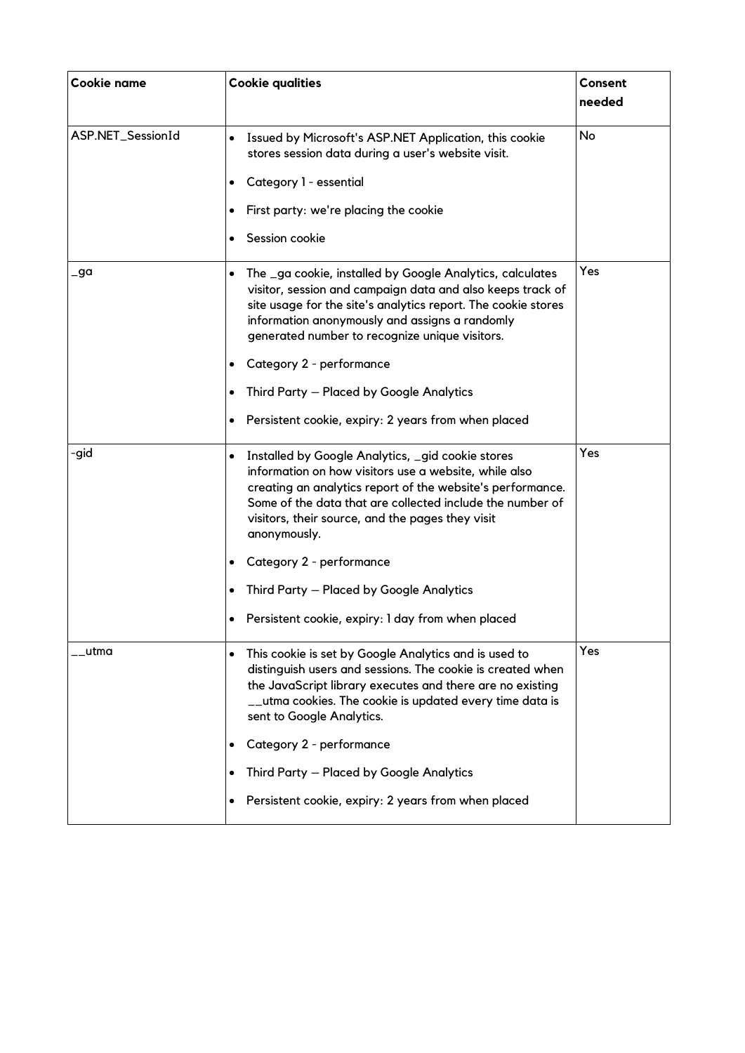| Cookie name | Cookie qualities | Consent needed |
| --- | --- | --- |
| ASP.NET_SessionId | • Issued by Microsoft's ASP.NET Application, this cookie stores session data during a user's website visit.<br>• Category 1 - essential<br>• First party: we're placing the cookie<br>• Session cookie | No |
| _ga | • The _ga cookie, installed by Google Analytics, calculates visitor, session and campaign data and also keeps track of site usage for the site's analytics report. The cookie stores information anonymously and assigns a randomly generated number to recognize unique visitors.<br>• Category 2 - performance<br>• Third Party – Placed by Google Analytics<br>• Persistent cookie, expiry: 2 years from when placed | Yes |
| -gid | • Installed by Google Analytics, _gid cookie stores information on how visitors use a website, while also creating an analytics report of the website's performance. Some of the data that are collected include the number of visitors, their source, and the pages they visit anonymously.<br>• Category 2 - performance<br>• Third Party – Placed by Google Analytics<br>• Persistent cookie, expiry: 1 day from when placed | Yes |
| __utma | • This cookie is set by Google Analytics and is used to distinguish users and sessions. The cookie is created when the JavaScript library executes and there are no existing __utma cookies. The cookie is updated every time data is sent to Google Analytics.<br>• Category 2 - performance<br>• Third Party – Placed by Google Analytics<br>• Persistent cookie, expiry: 2 years from when placed | Yes |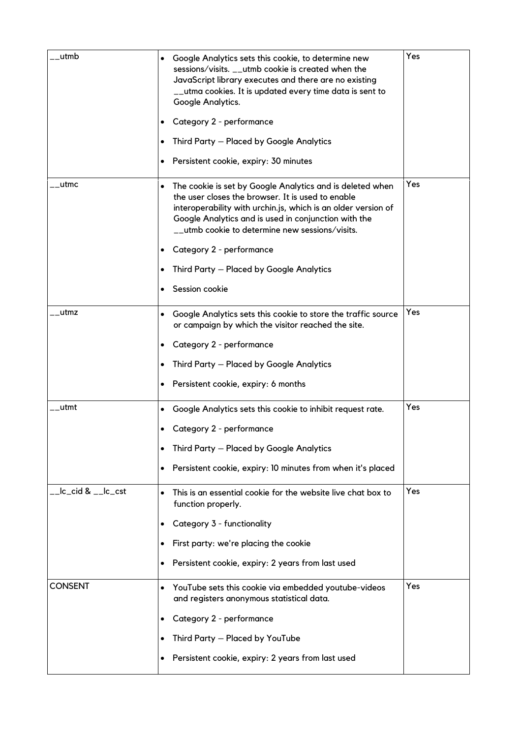| | | |
|---|---|---|
| __utmb | • Google Analytics sets this cookie, to determine new sessions/visits. __utmb cookie is created when the JavaScript library executes and there are no existing __utma cookies. It is updated every time data is sent to Google Analytics.<br>• Category 2 - performance<br>• Third Party – Placed by Google Analytics<br>• Persistent cookie, expiry: 30 minutes | Yes |
| __utmc | • The cookie is set by Google Analytics and is deleted when the user closes the browser. It is used to enable interoperability with urchin.js, which is an older version of Google Analytics and is used in conjunction with the __utmb cookie to determine new sessions/visits.<br>• Category 2 - performance<br>• Third Party – Placed by Google Analytics<br>• Session cookie | Yes |
| __utmz | • Google Analytics sets this cookie to store the traffic source or campaign by which the visitor reached the site.<br>• Category 2 - performance<br>• Third Party – Placed by Google Analytics<br>• Persistent cookie, expiry: 6 months | Yes |
| __utmt | • Google Analytics sets this cookie to inhibit request rate.<br>• Category 2 - performance<br>• Third Party – Placed by Google Analytics<br>• Persistent cookie, expiry: 10 minutes from when it's placed | Yes |
| __lc_cid & __lc_cst | • This is an essential cookie for the website live chat box to function properly.<br>• Category 3 - functionality<br>• First party: we're placing the cookie<br>• Persistent cookie, expiry: 2 years from last used | Yes |
| CONSENT | • YouTube sets this cookie via embedded youtube-videos and registers anonymous statistical data.<br>• Category 2 - performance<br>• Third Party – Placed by YouTube<br>• Persistent cookie, expiry: 2 years from last used | Yes |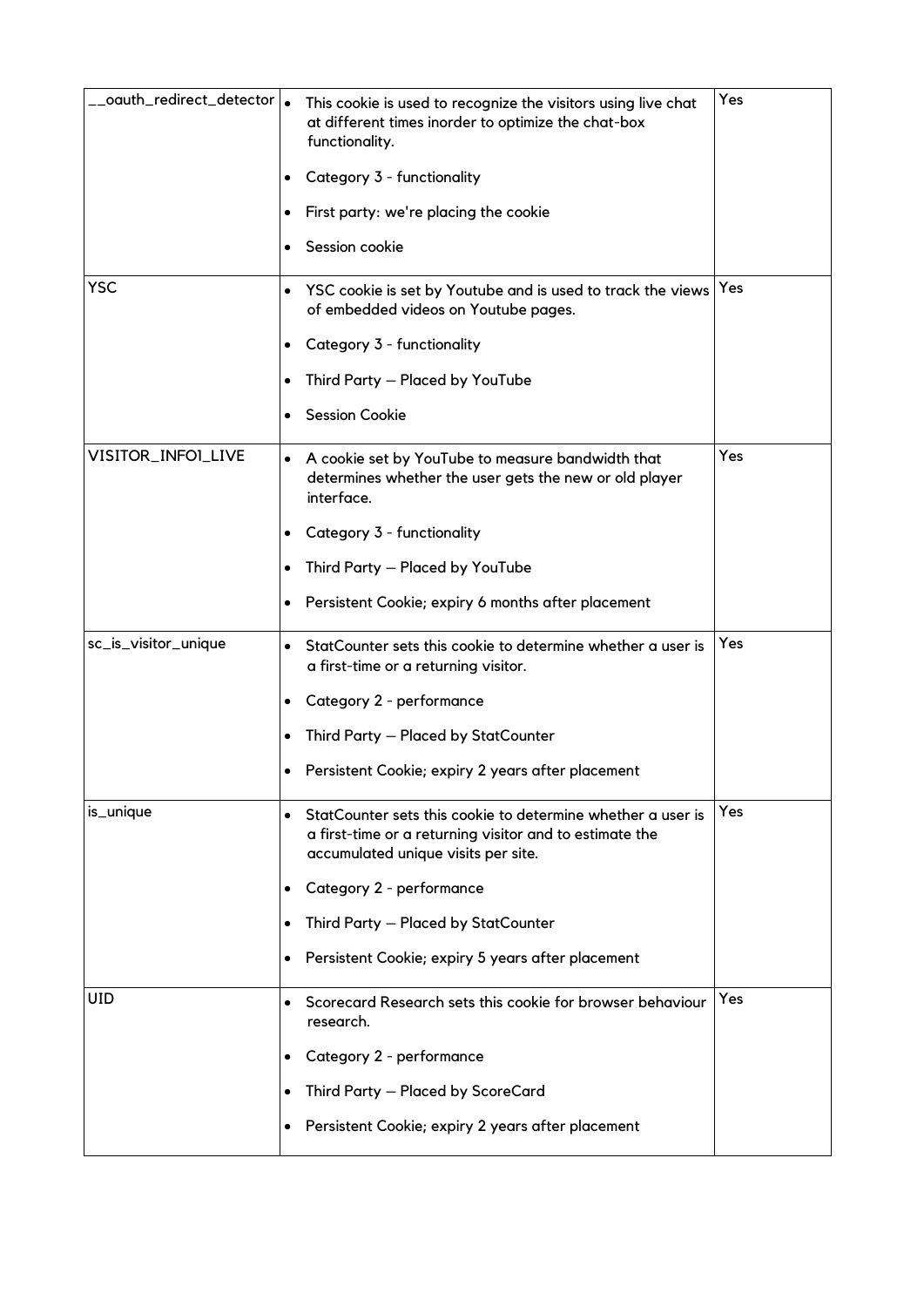| __oauth_redirect_detector | • This cookie is used to recognize the visitors using live chat at different times inorder to optimize the chat-box functionality.<br>• Category 3 - functionality<br>• First party: we're placing the cookie<br>• Session cookie | Yes |
|---|---|---|
| YSC | • YSC cookie is set by Youtube and is used to track the views of embedded videos on Youtube pages.<br>• Category 3 - functionality<br>• Third Party – Placed by YouTube<br>• Session Cookie | Yes |
| VISITOR_INFO1_LIVE | • A cookie set by YouTube to measure bandwidth that determines whether the user gets the new or old player interface.<br>• Category 3 - functionality<br>• Third Party – Placed by YouTube<br>• Persistent Cookie; expiry 6 months after placement | Yes |
| sc_is_visitor_unique | • StatCounter sets this cookie to determine whether a user is a first-time or a returning visitor.<br>• Category 2 - performance<br>• Third Party – Placed by StatCounter<br>• Persistent Cookie; expiry 2 years after placement | Yes |
| is_unique | • StatCounter sets this cookie to determine whether a user is a first-time or a returning visitor and to estimate the accumulated unique visits per site.<br>• Category 2 - performance<br>• Third Party – Placed by StatCounter<br>• Persistent Cookie; expiry 5 years after placement | Yes |
| UID | • Scorecard Research sets this cookie for browser behaviour research.<br>• Category 2 - performance<br>• Third Party – Placed by ScoreCard<br>• Persistent Cookie; expiry 2 years after placement | Yes |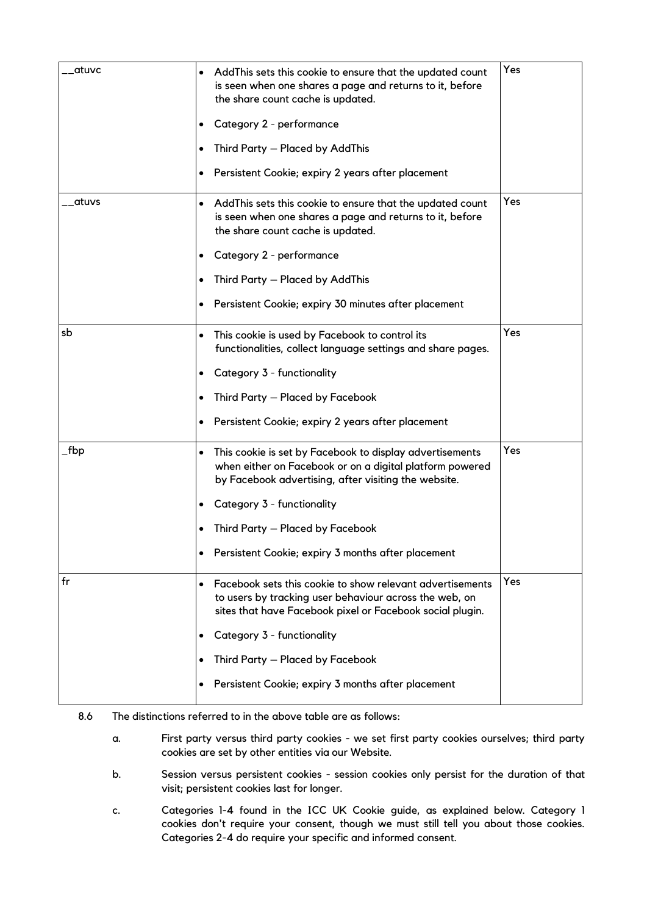| __atuvc | • AddThis sets this cookie to ensure that the updated count is seen when one shares a page and returns to it, before the share count cache is updated.<br>• Category 2 - performance<br>• Third Party – Placed by AddThis<br>• Persistent Cookie; expiry 2 years after placement | Yes |
|---|---|---|
| __atuvs | • AddThis sets this cookie to ensure that the updated count is seen when one shares a page and returns to it, before the share count cache is updated.<br>• Category 2 - performance<br>• Third Party – Placed by AddThis<br>• Persistent Cookie; expiry 30 minutes after placement | Yes |
| sb | • This cookie is used by Facebook to control its functionalities, collect language settings and share pages.<br>• Category 3 - functionality<br>• Third Party – Placed by Facebook<br>• Persistent Cookie; expiry 2 years after placement | Yes |
| _fbp | • This cookie is set by Facebook to display advertisements when either on Facebook or on a digital platform powered by Facebook advertising, after visiting the website.<br>• Category 3 - functionality<br>• Third Party – Placed by Facebook<br>• Persistent Cookie; expiry 3 months after placement | Yes |
| fr | • Facebook sets this cookie to show relevant advertisements to users by tracking user behaviour across the web, on sites that have Facebook pixel or Facebook social plugin.<br>• Category 3 - functionality<br>• Third Party – Placed by Facebook<br>• Persistent Cookie; expiry 3 months after placement | Yes |

8.6 The distinctions referred to in the above table are as follows:

a. First party versus third party cookies - we set first party cookies ourselves; third party cookies are set by other entities via our Website.

b. Session versus persistent cookies - session cookies only persist for the duration of that visit; persistent cookies last for longer.

c. Categories 1-4 found in the ICC UK Cookie guide, as explained below. Category 1 cookies don't require your consent, though we must still tell you about those cookies. Categories 2-4 do require your specific and informed consent.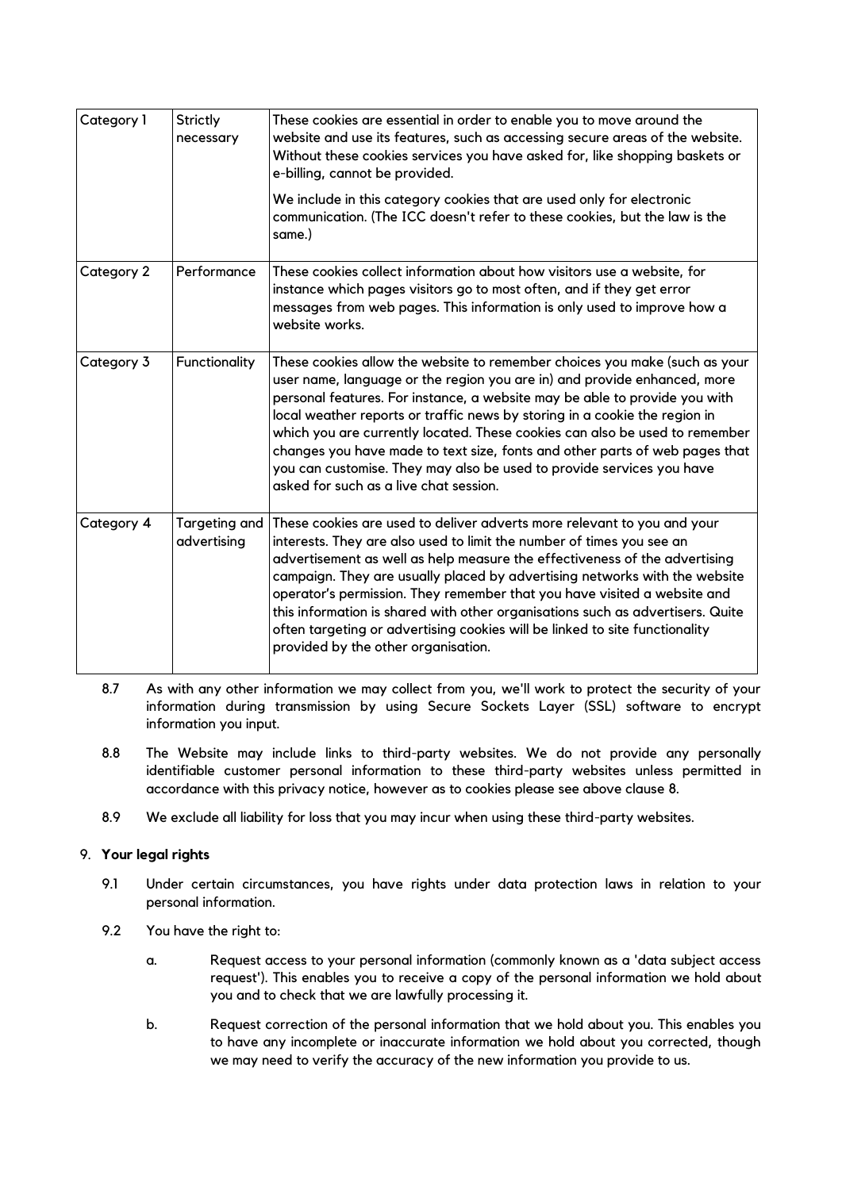| Category 1 | Strictly necessary | These cookies are essential in order to enable you to move around the website and use its features, such as accessing secure areas of the website. Without these cookies services you have asked for, like shopping baskets or e-billing, cannot be provided.<br><br>We include in this category cookies that are used only for electronic communication. (The ICC doesn't refer to these cookies, but the law is the same.) |
|---|---|---|
| Category 2 | Performance | These cookies collect information about how visitors use a website, for instance which pages visitors go to most often, and if they get error messages from web pages. This information is only used to improve how a website works. |
| Category 3 | Functionality | These cookies allow the website to remember choices you make (such as your user name, language or the region you are in) and provide enhanced, more personal features. For instance, a website may be able to provide you with local weather reports or traffic news by storing in a cookie the region in which you are currently located. These cookies can also be used to remember changes you have made to text size, fonts and other parts of web pages that you can customise. They may also be used to provide services you have asked for such as a live chat session. |
| Category 4 | Targeting and advertising | These cookies are used to deliver adverts more relevant to you and your interests. They are also used to limit the number of times you see an advertisement as well as help measure the effectiveness of the advertising campaign. They are usually placed by advertising networks with the website operator's permission. They remember that you have visited a website and this information is shared with other organisations such as advertisers. Quite often targeting or advertising cookies will be linked to site functionality provided by the other organisation. |

8.7 As with any other information we may collect from you, we'll work to protect the security of your information during transmission by using Secure Sockets Layer (SSL) software to encrypt information you input.

8.8 The Website may include links to third-party websites. We do not provide any personally identifiable customer personal information to these third-party websites unless permitted in accordance with this privacy notice, however as to cookies please see above clause 8.

8.9 We exclude all liability for loss that you may incur when using these third-party websites.

9. **Your legal rights**

9.1 Under certain circumstances, you have rights under data protection laws in relation to your personal information.

9.2 You have the right to:

a. Request access to your personal information (commonly known as a 'data subject access request'). This enables you to receive a copy of the personal information we hold about you and to check that we are lawfully processing it.

b. Request correction of the personal information that we hold about you. This enables you to have any incomplete or inaccurate information we hold about you corrected, though we may need to verify the accuracy of the new information you provide to us.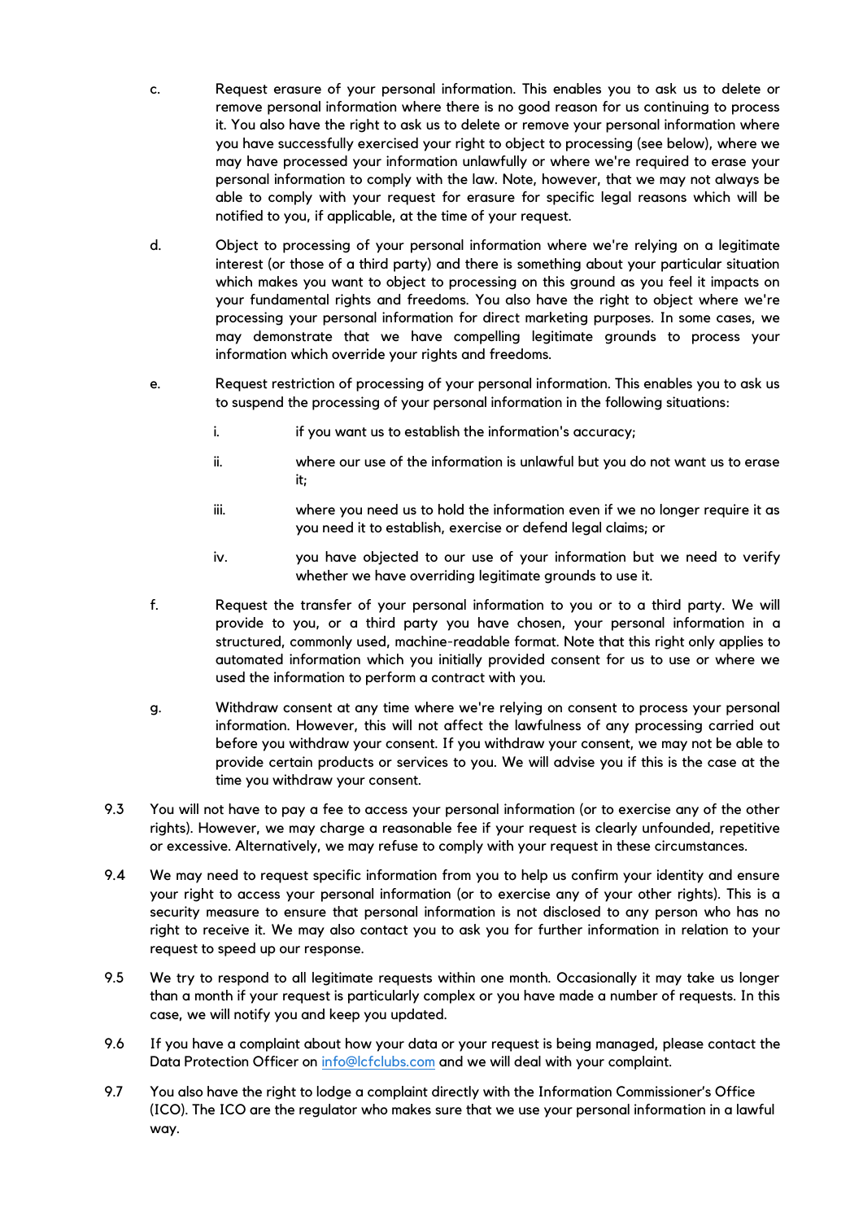c. Request erasure of your personal information. This enables you to ask us to delete or remove personal information where there is no good reason for us continuing to process it. You also have the right to ask us to delete or remove your personal information where you have successfully exercised your right to object to processing (see below), where we may have processed your information unlawfully or where we're required to erase your personal information to comply with the law. Note, however, that we may not always be able to comply with your request for erasure for specific legal reasons which will be notified to you, if applicable, at the time of your request.

d. Object to processing of your personal information where we're relying on a legitimate interest (or those of a third party) and there is something about your particular situation which makes you want to object to processing on this ground as you feel it impacts on your fundamental rights and freedoms. You also have the right to object where we're processing your personal information for direct marketing purposes. In some cases, we may demonstrate that we have compelling legitimate grounds to process your information which override your rights and freedoms.

e. Request restriction of processing of your personal information. This enables you to ask us to suspend the processing of your personal information in the following situations:

   i. if you want us to establish the information's accuracy;

   ii. where our use of the information is unlawful but you do not want us to erase it;

   iii. where you need us to hold the information even if we no longer require it as you need it to establish, exercise or defend legal claims; or

   iv. you have objected to our use of your information but we need to verify whether we have overriding legitimate grounds to use it.

f. Request the transfer of your personal information to you or to a third party. We will provide to you, or a third party you have chosen, your personal information in a structured, commonly used, machine-readable format. Note that this right only applies to automated information which you initially provided consent for us to use or where we used the information to perform a contract with you.

g. Withdraw consent at any time where we're relying on consent to process your personal information. However, this will not affect the lawfulness of any processing carried out before you withdraw your consent. If you withdraw your consent, we may not be able to provide certain products or services to you. We will advise you if this is the case at the time you withdraw your consent.

9.3 You will not have to pay a fee to access your personal information (or to exercise any of the other rights). However, we may charge a reasonable fee if your request is clearly unfounded, repetitive or excessive. Alternatively, we may refuse to comply with your request in these circumstances.

9.4 We may need to request specific information from you to help us confirm your identity and ensure your right to access your personal information (or to exercise any of your other rights). This is a security measure to ensure that personal information is not disclosed to any person who has no right to receive it. We may also contact you to ask you for further information in relation to your request to speed up our response.

9.5 We try to respond to all legitimate requests within one month. Occasionally it may take us longer than a month if your request is particularly complex or you have made a number of requests. In this case, we will notify you and keep you updated.

9.6 If you have a complaint about how your data or your request is being managed, please contact the Data Protection Officer on info@lcfclubs.com and we will deal with your complaint.

9.7 You also have the right to lodge a complaint directly with the Information Commissioner's Office (ICO). The ICO are the regulator who makes sure that we use your personal information in a lawful way.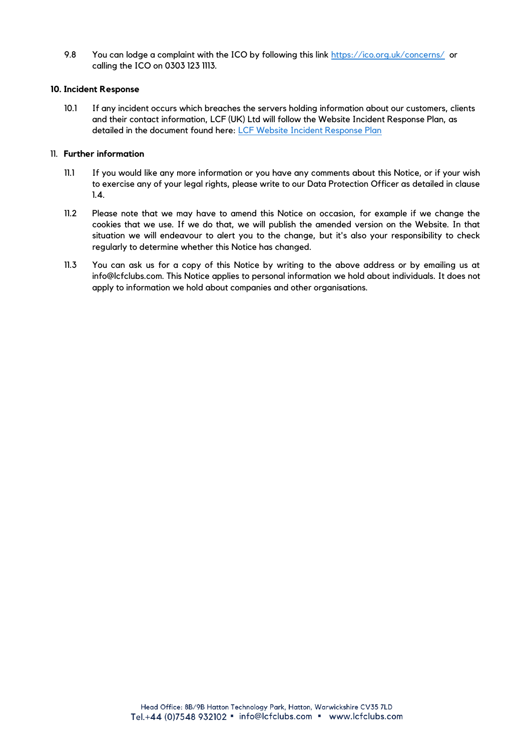9.8 You can lodge a complaint with the ICO by following this link https://ico.org.uk/concerns/ or calling the ICO on 0303 123 1113.

**10. Incident Response**

10.1 If any incident occurs which breaches the servers holding information about our customers, clients and their contact information, LCF (UK) Ltd will follow the Website Incident Response Plan, as detailed in the document found here: LCF Website Incident Response Plan

**11. Further information**

11.1 If you would like any more information or you have any comments about this Notice, or if your wish to exercise any of your legal rights, please write to our Data Protection Officer as detailed in clause 1.4.

11.2 Please note that we may have to amend this Notice on occasion, for example if we change the cookies that we use. If we do that, we will publish the amended version on the Website. In that situation we will endeavour to alert you to the change, but it's also your responsibility to check regularly to determine whether this Notice has changed.

11.3 You can ask us for a copy of this Notice by writing to the above address or by emailing us at info@lcfclubs.com. This Notice applies to personal information we hold about individuals. It does not apply to information we hold about companies and other organisations.